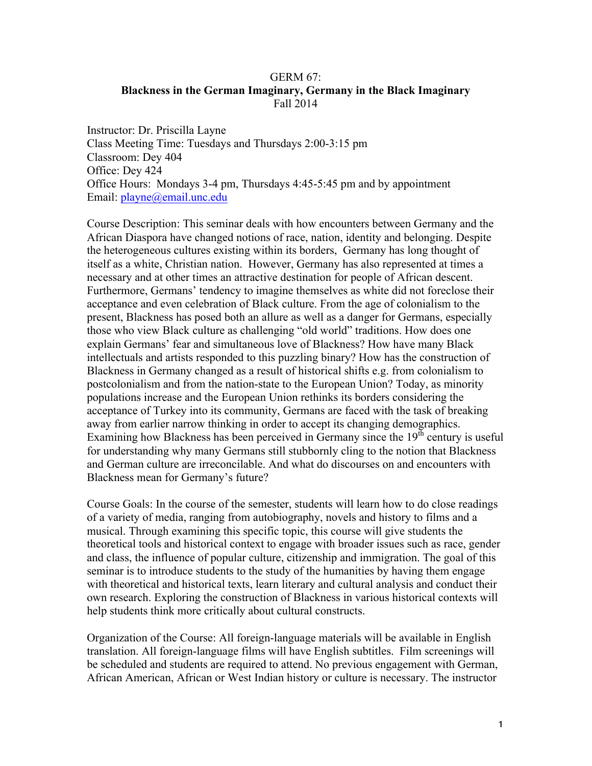# GERM 67:
## Blackness in the German Imaginary, Germany in the Black Imaginary
Fall 2014

Instructor: Dr. Priscilla Layne
Class Meeting Time: Tuesdays and Thursdays 2:00-3:15 pm
Classroom: Dey 404
Office: Dey 424
Office Hours: Mondays 3-4 pm, Thursdays 4:45-5:45 pm and by appointment
Email: playne@email.unc.edu

Course Description: This seminar deals with how encounters between Germany and the African Diaspora have changed notions of race, nation, identity and belonging. Despite the heterogeneous cultures existing within its borders, Germany has long thought of itself as a white, Christian nation. However, Germany has also represented at times a necessary and at other times an attractive destination for people of African descent. Furthermore, Germans' tendency to imagine themselves as white did not foreclose their acceptance and even celebration of Black culture. From the age of colonialism to the present, Blackness has posed both an allure as well as a danger for Germans, especially those who view Black culture as challenging "old world" traditions. How does one explain Germans' fear and simultaneous love of Blackness? How have many Black intellectuals and artists responded to this puzzling binary? How has the construction of Blackness in Germany changed as a result of historical shifts e.g. from colonialism to postcolonialism and from the nation-state to the European Union? Today, as minority populations increase and the European Union rethinks its borders considering the acceptance of Turkey into its community, Germans are faced with the task of breaking away from earlier narrow thinking in order to accept its changing demographics. Examining how Blackness has been perceived in Germany since the 19th century is useful for understanding why many Germans still stubbornly cling to the notion that Blackness and German culture are irreconcilable. And what do discourses on and encounters with Blackness mean for Germany's future?

Course Goals: In the course of the semester, students will learn how to do close readings of a variety of media, ranging from autobiography, novels and history to films and a musical. Through examining this specific topic, this course will give students the theoretical tools and historical context to engage with broader issues such as race, gender and class, the influence of popular culture, citizenship and immigration. The goal of this seminar is to introduce students to the study of the humanities by having them engage with theoretical and historical texts, learn literary and cultural analysis and conduct their own research. Exploring the construction of Blackness in various historical contexts will help students think more critically about cultural constructs.

Organization of the Course: All foreign-language materials will be available in English translation. All foreign-language films will have English subtitles. Film screenings will be scheduled and students are required to attend. No previous engagement with German, African American, African or West Indian history or culture is necessary. The instructor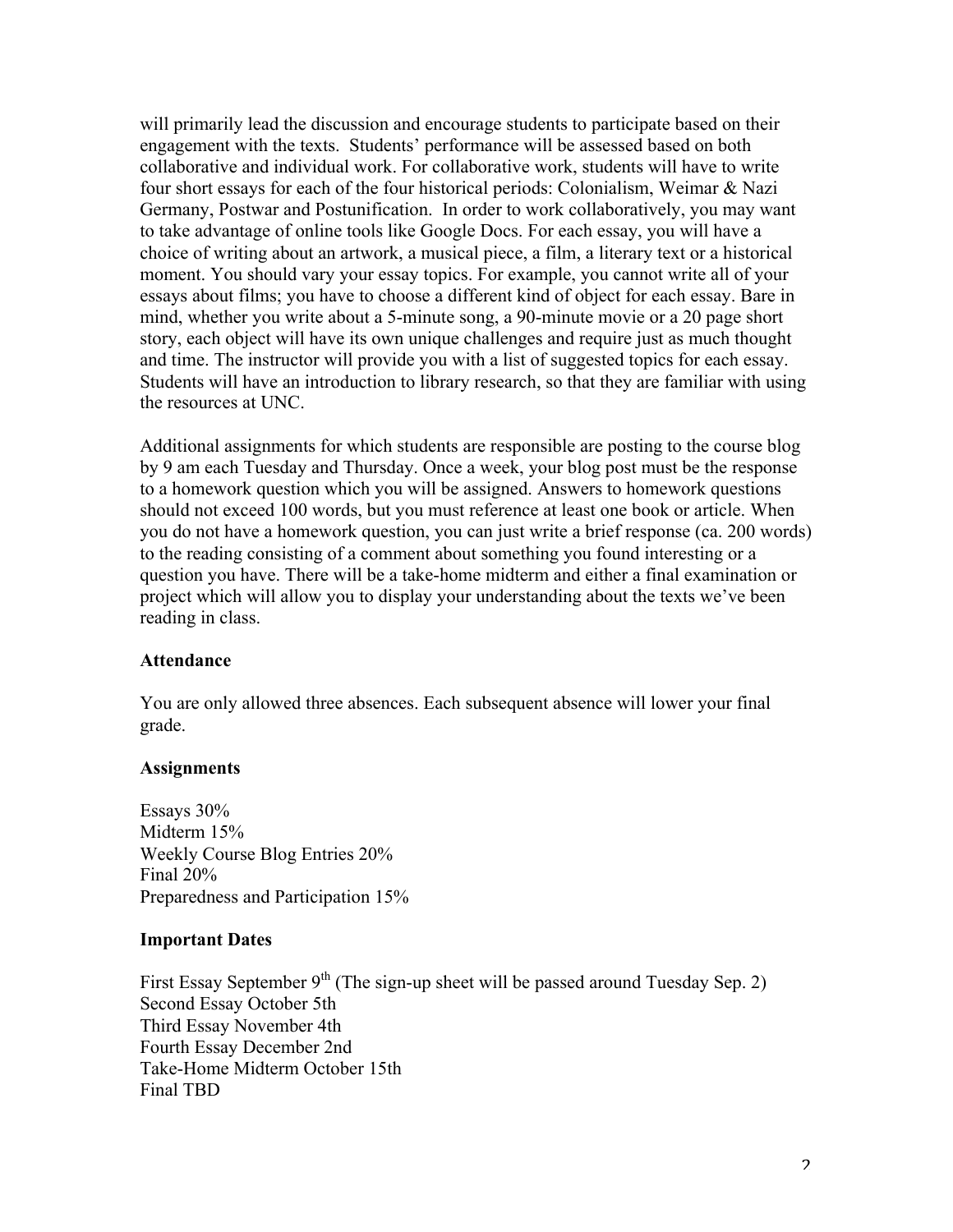will primarily lead the discussion and encourage students to participate based on their engagement with the texts. Students' performance will be assessed based on both collaborative and individual work. For collaborative work, students will have to write four short essays for each of the four historical periods: Colonialism, Weimar & Nazi Germany, Postwar and Postunification. In order to work collaboratively, you may want to take advantage of online tools like Google Docs. For each essay, you will have a choice of writing about an artwork, a musical piece, a film, a literary text or a historical moment. You should vary your essay topics. For example, you cannot write all of your essays about films; you have to choose a different kind of object for each essay. Bare in mind, whether you write about a 5-minute song, a 90-minute movie or a 20 page short story, each object will have its own unique challenges and require just as much thought and time. The instructor will provide you with a list of suggested topics for each essay. Students will have an introduction to library research, so that they are familiar with using the resources at UNC.

Additional assignments for which students are responsible are posting to the course blog by 9 am each Tuesday and Thursday. Once a week, your blog post must be the response to a homework question which you will be assigned. Answers to homework questions should not exceed 100 words, but you must reference at least one book or article. When you do not have a homework question, you can just write a brief response (ca. 200 words) to the reading consisting of a comment about something you found interesting or a question you have. There will be a take-home midterm and either a final examination or project which will allow you to display your understanding about the texts we've been reading in class.

**Attendance**

You are only allowed three absences. Each subsequent absence will lower your final grade.

**Assignments**

Essays 30%
Midterm 15%
Weekly Course Blog Entries 20%
Final 20%
Preparedness and Participation 15%

**Important Dates**

First Essay September 9th (The sign-up sheet will be passed around Tuesday Sep. 2)
Second Essay October 5th
Third Essay November 4th
Fourth Essay December 2nd
Take-Home Midterm October 15th
Final TBD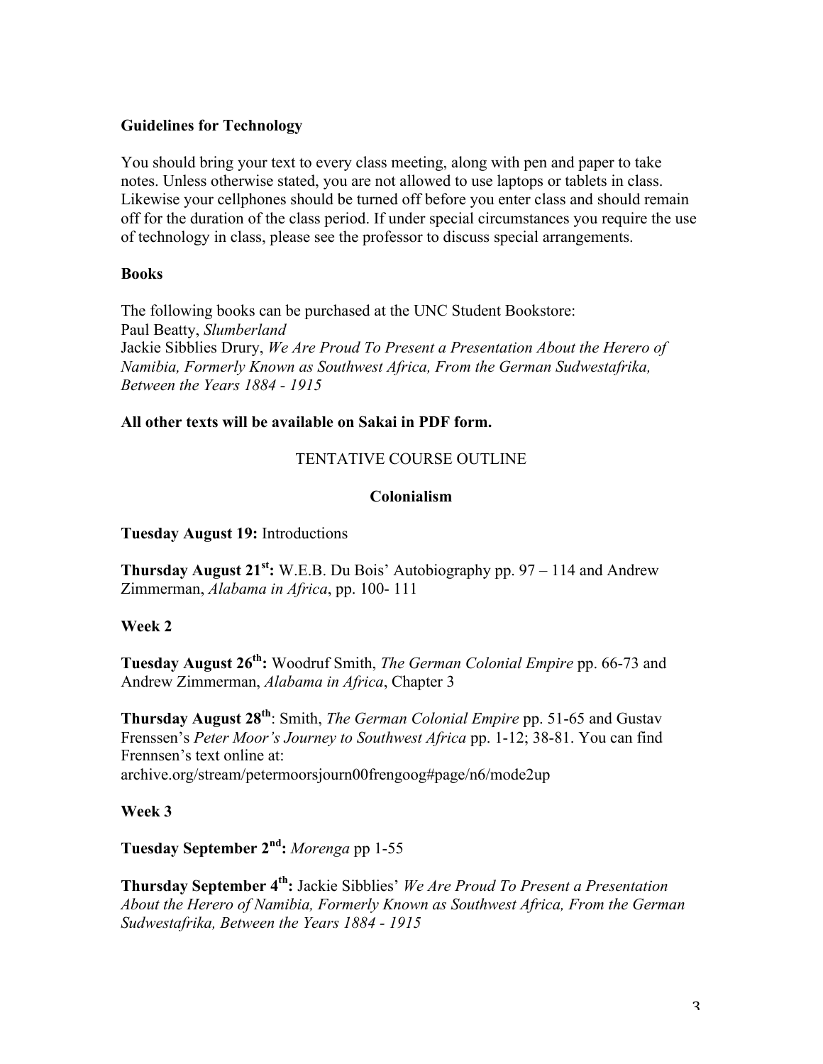**Guidelines for Technology**

You should bring your text to every class meeting, along with pen and paper to take notes. Unless otherwise stated, you are not allowed to use laptops or tablets in class. Likewise your cellphones should be turned off before you enter class and should remain off for the duration of the class period. If under special circumstances you require the use of technology in class, please see the professor to discuss special arrangements.

**Books**

The following books can be purchased at the UNC Student Bookstore:
Paul Beatty, *Slumberland*
Jackie Sibblies Drury, *We Are Proud To Present a Presentation About the Herero of Namibia, Formerly Known as Southwest Africa, From the German Sudwestafrika, Between the Years 1884 - 1915*

**All other texts will be available on Sakai in PDF form.**

TENTATIVE COURSE OUTLINE

**Colonialism**

**Tuesday August 19:** Introductions

**Thursday August 21st:** W.E.B. Du Bois' Autobiography pp. 97 – 114 and Andrew Zimmerman, *Alabama in Africa*, pp. 100- 111

**Week 2**

**Tuesday August 26th:** Woodruf Smith, *The German Colonial Empire* pp. 66-73 and Andrew Zimmerman, *Alabama in Africa*, Chapter 3

**Thursday August 28th**: Smith, *The German Colonial Empire* pp. 51-65 and Gustav Frenssen's *Peter Moor's Journey to Southwest Africa* pp. 1-12; 38-81. You can find Frennsen's text online at:
archive.org/stream/petermoorsjourn00frengoog#page/n6/mode2up

**Week 3**

**Tuesday September 2nd:** *Morenga* pp 1-55

**Thursday September 4th:** Jackie Sibblies' *We Are Proud To Present a Presentation About the Herero of Namibia, Formerly Known as Southwest Africa, From the German Sudwestafrika, Between the Years 1884 - 1915*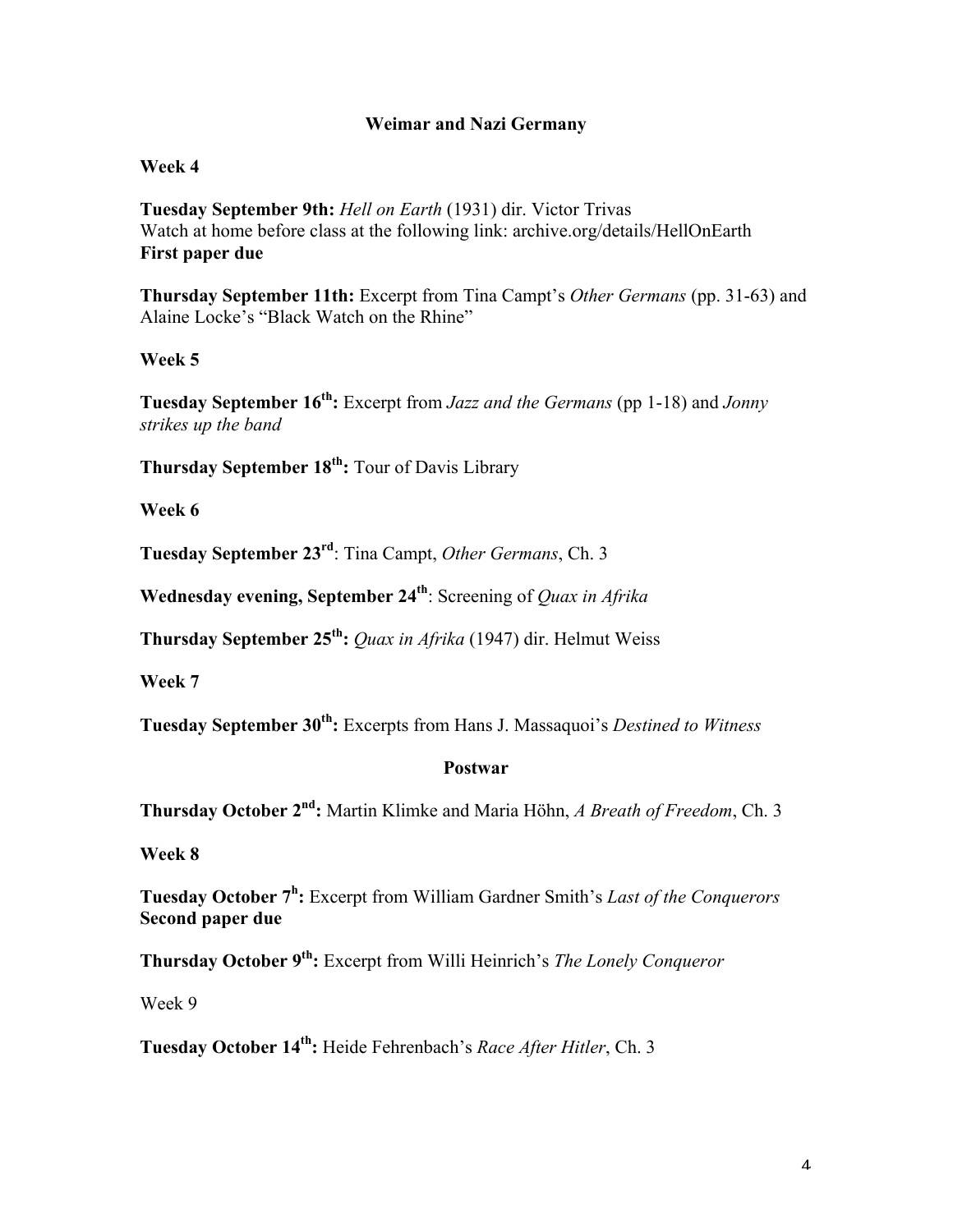## Weimar and Nazi Germany

**Week 4**

**Tuesday September 9th:** *Hell on Earth* (1931) dir. Victor Trivas
Watch at home before class at the following link: archive.org/details/HellOnEarth
**First paper due**

**Thursday September 11th:** Excerpt from Tina Campt's *Other Germans* (pp. 31-63) and Alaine Locke's "Black Watch on the Rhine"

**Week 5**

**Tuesday September 16th:** Excerpt from *Jazz and the Germans* (pp 1-18) and *Jonny strikes up the band*

**Thursday September 18th:** Tour of Davis Library

**Week 6**

**Tuesday September 23rd**: Tina Campt, *Other Germans*, Ch. 3

**Wednesday evening, September 24th**: Screening of *Quax in Afrika*

**Thursday September 25th:** *Quax in Afrika* (1947) dir. Helmut Weiss

**Week 7**

**Tuesday September 30th:** Excerpts from Hans J. Massaquoi's *Destined to Witness*

## Postwar

**Thursday October 2nd:** Martin Klimke and Maria Höhn, *A Breath of Freedom*, Ch. 3

**Week 8**

**Tuesday October 7h:** Excerpt from William Gardner Smith's *Last of the Conquerors*
**Second paper due**

**Thursday October 9th:** Excerpt from Willi Heinrich's *The Lonely Conqueror*

Week 9

**Tuesday October 14th:** Heide Fehrenbach's *Race After Hitler*, Ch. 3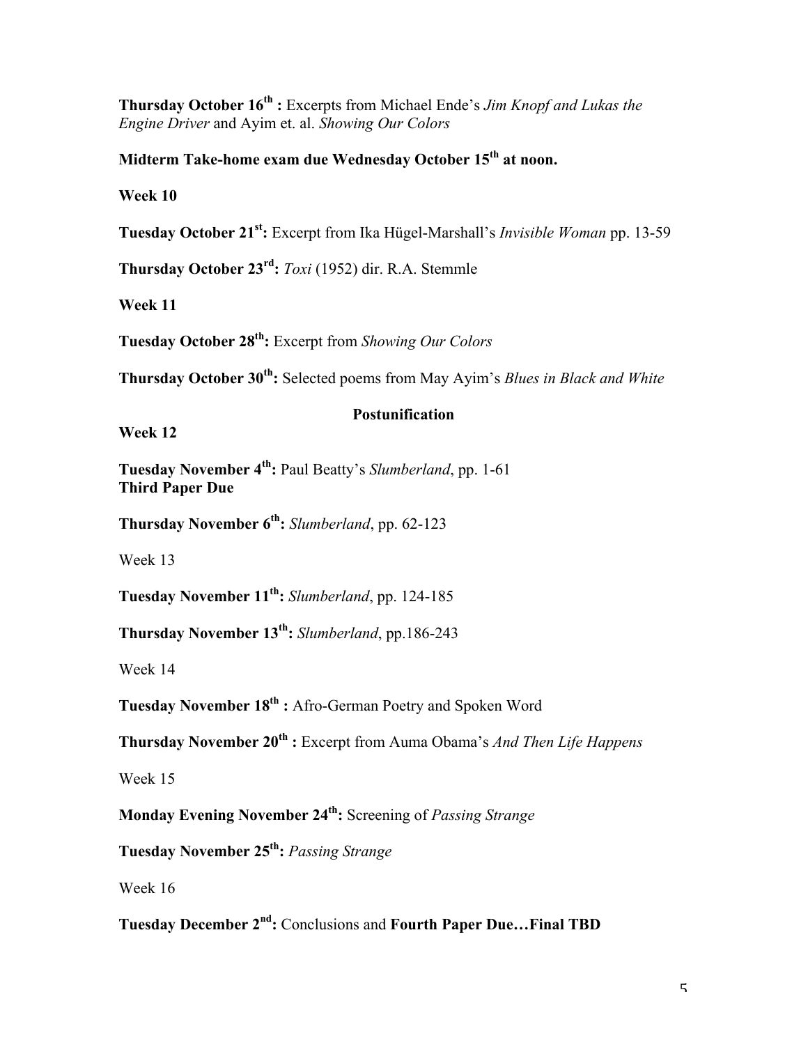**Thursday October 16th :** Excerpts from Michael Ende's *Jim Knopf and Lukas the Engine Driver* and Ayim et. al. *Showing Our Colors*

**Midterm Take-home exam due Wednesday October 15th at noon.**

**Week 10**

**Tuesday October 21st:** Excerpt from Ika Hügel-Marshall's *Invisible Woman* pp. 13-59

**Thursday October 23rd:** *Toxi* (1952) dir. R.A. Stemmle

**Week 11**

**Tuesday October 28th:** Excerpt from *Showing Our Colors*

**Thursday October 30th:** Selected poems from May Ayim's *Blues in Black and White*

**Postunification**

**Week 12**

**Tuesday November 4th:** Paul Beatty's *Slumberland*, pp. 1-61
**Third Paper Due**

**Thursday November 6th:** *Slumberland*, pp. 62-123

Week 13

**Tuesday November 11th:** *Slumberland*, pp. 124-185

**Thursday November 13th:** *Slumberland*, pp.186-243

Week 14

**Tuesday November 18th :** Afro-German Poetry and Spoken Word

**Thursday November 20th :** Excerpt from Auma Obama's *And Then Life Happens*

Week 15

**Monday Evening November 24th:** Screening of *Passing Strange*

**Tuesday November 25th:** *Passing Strange*

Week 16

**Tuesday December 2nd:** Conclusions and **Fourth Paper Due…Final TBD**